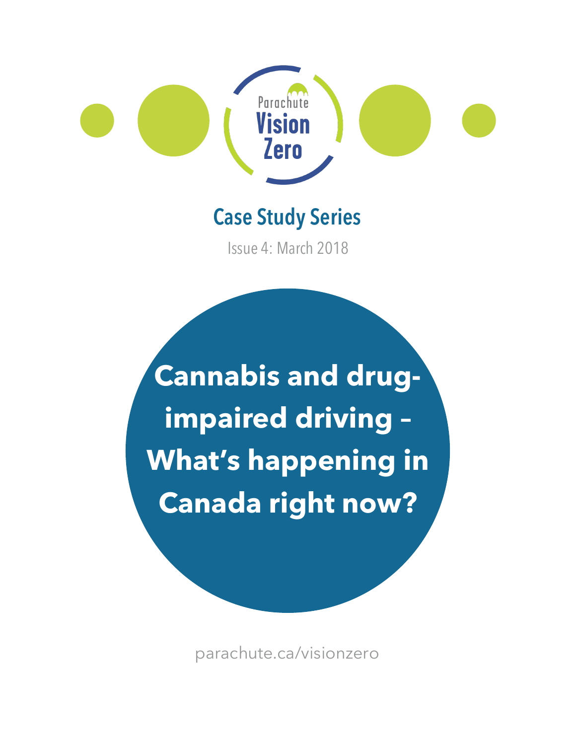Parachute

Vision Zero

## Case Study Series

Issue 4: March 2018

# Cannabis and drug-impaired driving – What's happening in Canada right now?

parachute.ca/visionzero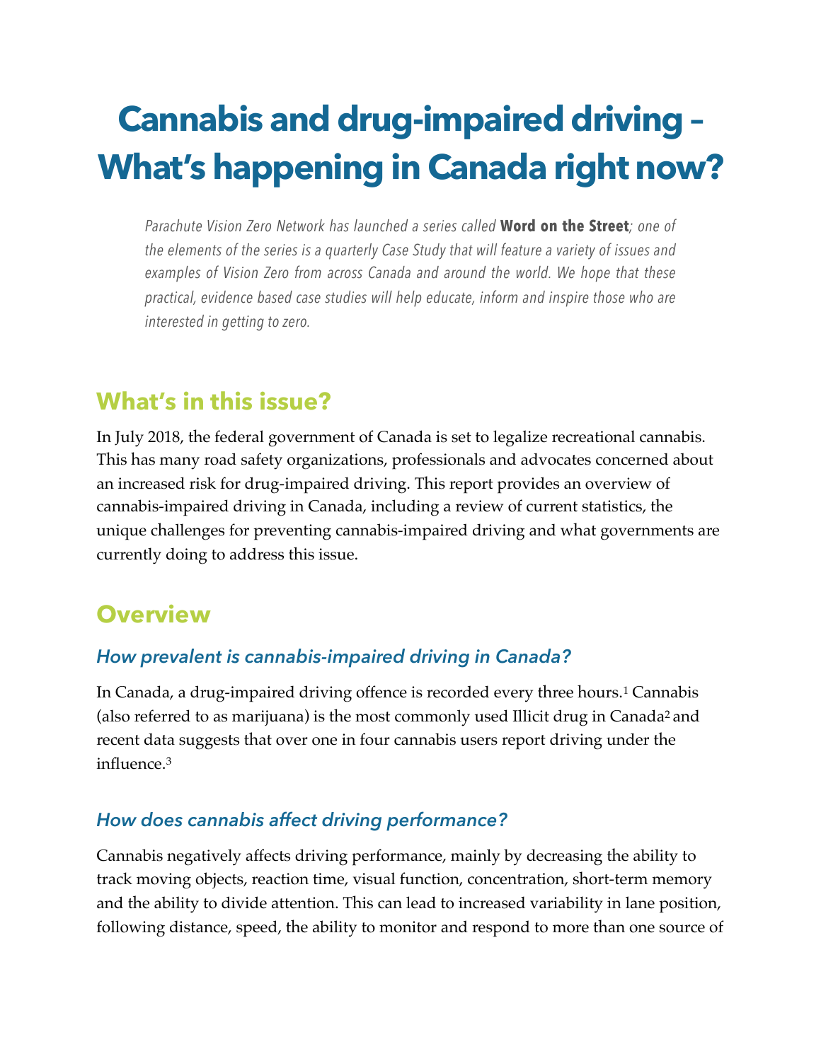# Cannabis and drug-impaired driving – What's happening in Canada right now?

*Parachute Vision Zero Network has launched a series called* **Word on the Street***; one of the elements of the series is a quarterly Case Study that will feature a variety of issues and examples of Vision Zero from across Canada and around the world. We hope that these practical, evidence based case studies will help educate, inform and inspire those who are interested in getting to zero.*

## What's in this issue?

In July 2018, the federal government of Canada is set to legalize recreational cannabis. This has many road safety organizations, professionals and advocates concerned about an increased risk for drug-impaired driving. This report provides an overview of cannabis-impaired driving in Canada, including a review of current statistics, the unique challenges for preventing cannabis-impaired driving and what governments are currently doing to address this issue.

## Overview

### *How prevalent is cannabis-impaired driving in Canada?*

In Canada, a drug-impaired driving offence is recorded every three hours.[1] Cannabis (also referred to as marijuana) is the most commonly used Illicit drug in Canada[2] and recent data suggests that over one in four cannabis users report driving under the influence.[3]

### *How does cannabis affect driving performance?*

Cannabis negatively affects driving performance, mainly by decreasing the ability to track moving objects, reaction time, visual function, concentration, short-term memory and the ability to divide attention. This can lead to increased variability in lane position, following distance, speed, the ability to monitor and respond to more than one source of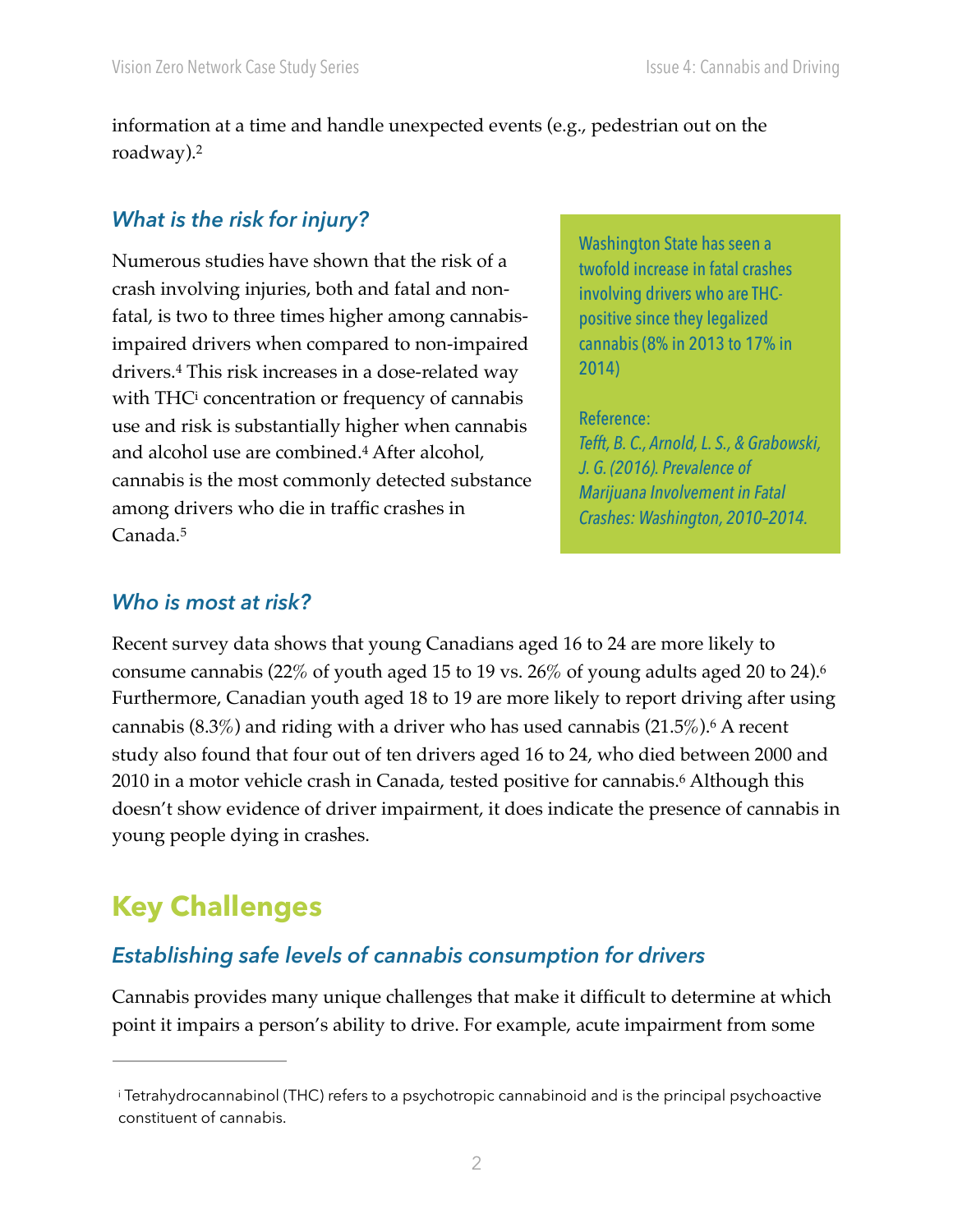information at a time and handle unexpected events (e.g., pedestrian out on the roadway).[2]

### *What is the risk for injury?*

Numerous studies have shown that the risk of a crash involving injuries, both and fatal and non-fatal, is two to three times higher among cannabis-impaired drivers when compared to non-impaired drivers.[4] This risk increases in a dose-related way with THC[i] concentration or frequency of cannabis use and risk is substantially higher when cannabis and alcohol use are combined.[4] After alcohol, cannabis is the most commonly detected substance among drivers who die in traffic crashes in Canada.[5]

> Washington State has seen a twofold increase in fatal crashes involving drivers who are THC-positive since they legalized cannabis (8% in 2013 to 17% in 2014)
>
> Reference:
> *Tefft, B. C., Arnold, L. S., & Grabowski, J. G. (2016). Prevalence of Marijuana Involvement in Fatal Crashes: Washington, 2010–2014.*

### *Who is most at risk?*

Recent survey data shows that young Canadians aged 16 to 24 are more likely to consume cannabis (22% of youth aged 15 to 19 vs. 26% of young adults aged 20 to 24).[6] Furthermore, Canadian youth aged 18 to 19 are more likely to report driving after using cannabis (8.3%) and riding with a driver who has used cannabis (21.5%).[6] A recent study also found that four out of ten drivers aged 16 to 24, who died between 2000 and 2010 in a motor vehicle crash in Canada, tested positive for cannabis.[6] Although this doesn't show evidence of driver impairment, it does indicate the presence of cannabis in young people dying in crashes.

## Key Challenges

### *Establishing safe levels of cannabis consumption for drivers*

Cannabis provides many unique challenges that make it difficult to determine at which point it impairs a person's ability to drive. For example, acute impairment from some

---

[i] Tetrahydrocannabinol (THC) refers to a psychotropic cannabinoid and is the principal psychoactive constituent of cannabis.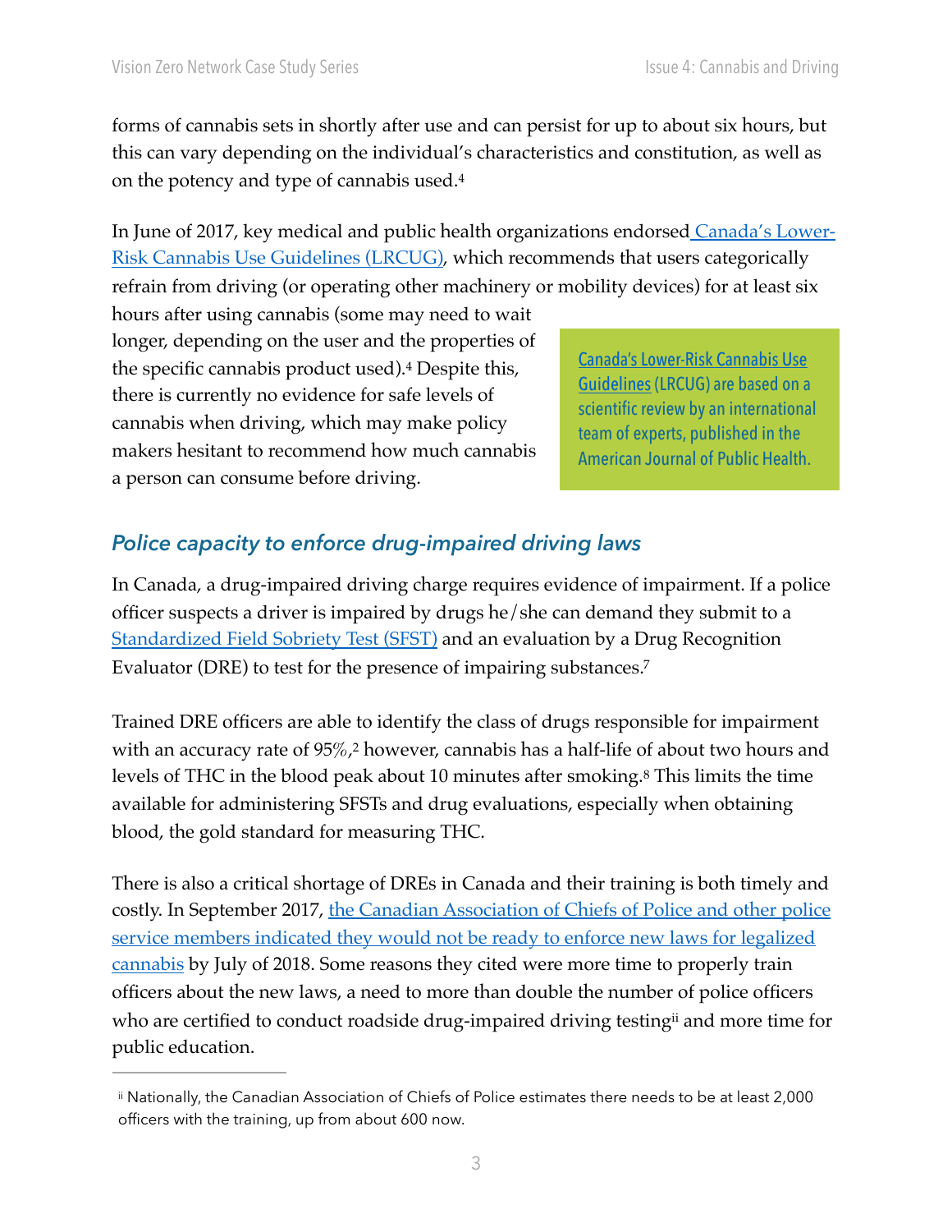forms of cannabis sets in shortly after use and can persist for up to about six hours, but this can vary depending on the individual's characteristics and constitution, as well as on the potency and type of cannabis used.[4]

In June of 2017, key medical and public health organizations endorsed Canada's Lower-Risk Cannabis Use Guidelines (LRCUG), which recommends that users categorically refrain from driving (or operating other machinery or mobility devices) for at least six hours after using cannabis (some may need to wait longer, depending on the user and the properties of the specific cannabis product used).[4] Despite this, there is currently no evidence for safe levels of cannabis when driving, which may make policy makers hesitant to recommend how much cannabis a person can consume before driving.

> Canada's Lower-Risk Cannabis Use Guidelines (LRCUG) are based on a scientific review by an international team of experts, published in the American Journal of Public Health.

### *Police capacity to enforce drug-impaired driving laws*

In Canada, a drug-impaired driving charge requires evidence of impairment. If a police officer suspects a driver is impaired by drugs he/she can demand they submit to a Standardized Field Sobriety Test (SFST) and an evaluation by a Drug Recognition Evaluator (DRE) to test for the presence of impairing substances.[7]

Trained DRE officers are able to identify the class of drugs responsible for impairment with an accuracy rate of 95%,[2] however, cannabis has a half-life of about two hours and levels of THC in the blood peak about 10 minutes after smoking.[8] This limits the time available for administering SFSTs and drug evaluations, especially when obtaining blood, the gold standard for measuring THC.

There is also a critical shortage of DREs in Canada and their training is both timely and costly. In September 2017, the Canadian Association of Chiefs of Police and other police service members indicated they would not be ready to enforce new laws for legalized cannabis by July of 2018. Some reasons they cited were more time to properly train officers about the new laws, a need to more than double the number of police officers who are certified to conduct roadside drug-impaired driving testing[ii] and more time for public education.

---

[ii] Nationally, the Canadian Association of Chiefs of Police estimates there needs to be at least 2,000 officers with the training, up from about 600 now.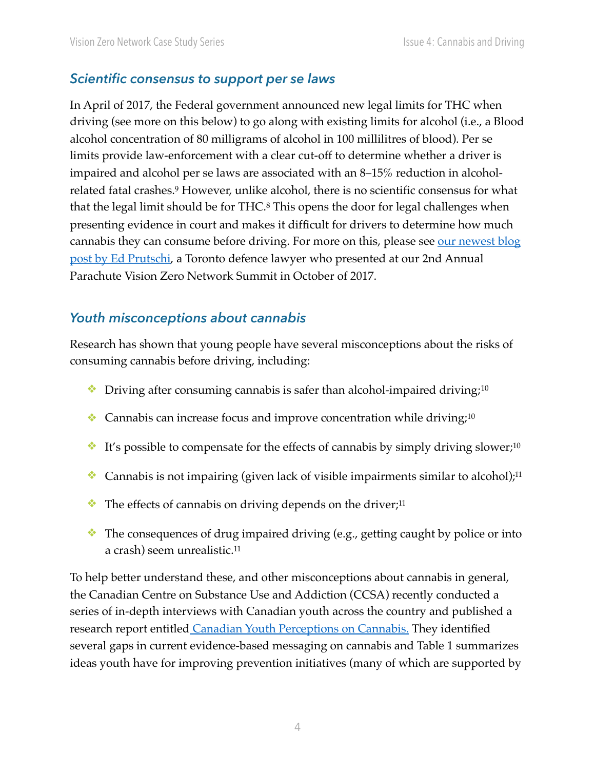### *Scientific consensus to support per se laws*

In April of 2017, the Federal government announced new legal limits for THC when driving (see more on this below) to go along with existing limits for alcohol (i.e., a Blood alcohol concentration of 80 milligrams of alcohol in 100 millilitres of blood). Per se limits provide law-enforcement with a clear cut-off to determine whether a driver is impaired and alcohol per se laws are associated with an 8–15% reduction in alcohol-related fatal crashes.[9] However, unlike alcohol, there is no scientific consensus for what that the legal limit should be for THC.[8] This opens the door for legal challenges when presenting evidence in court and makes it difficult for drivers to determine how much cannabis they can consume before driving. For more on this, please see [our newest blog post by Ed Prutschi](), a Toronto defence lawyer who presented at our 2nd Annual Parachute Vision Zero Network Summit in October of 2017.

### *Youth misconceptions about cannabis*

Research has shown that young people have several misconceptions about the risks of consuming cannabis before driving, including:

- Driving after consuming cannabis is safer than alcohol-impaired driving;[10]
- Cannabis can increase focus and improve concentration while driving;[10]
- It's possible to compensate for the effects of cannabis by simply driving slower;[10]
- Cannabis is not impairing (given lack of visible impairments similar to alcohol);[11]
- The effects of cannabis on driving depends on the driver;[11]
- The consequences of drug impaired driving (e.g., getting caught by police or into a crash) seem unrealistic.[11]

To help better understand these, and other misconceptions about cannabis in general, the Canadian Centre on Substance Use and Addiction (CCSA) recently conducted a series of in-depth interviews with Canadian youth across the country and published a research report entitled [Canadian Youth Perceptions on Cannabis.]() They identified several gaps in current evidence-based messaging on cannabis and Table 1 summarizes ideas youth have for improving prevention initiatives (many of which are supported by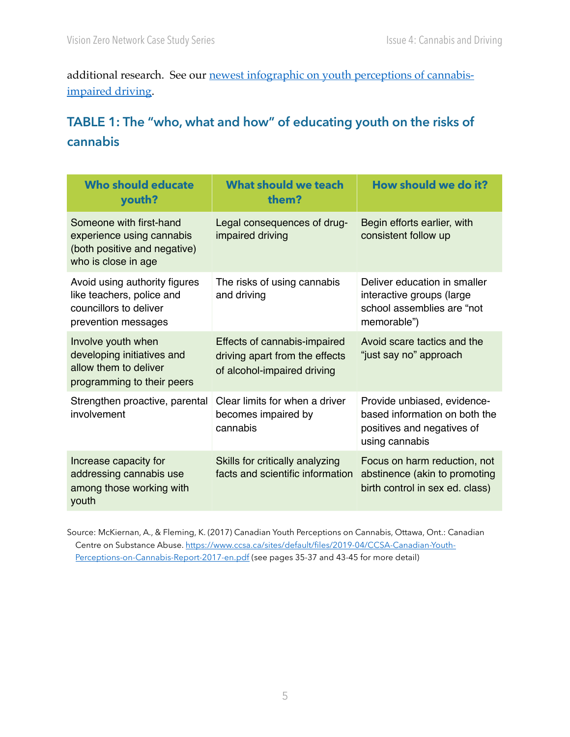additional research. See our [newest infographic on youth perceptions of cannabis-impaired driving](#).

## TABLE 1: The "who, what and how" of educating youth on the risks of cannabis

| Who should educate youth? | What should we teach them? | How should we do it? |
| --- | --- | --- |
| Someone with first-hand experience using cannabis (both positive and negative) who is close in age | Legal consequences of drug-impaired driving | Begin efforts earlier, with consistent follow up |
| Avoid using authority figures like teachers, police and councillors to deliver prevention messages | The risks of using cannabis and driving | Deliver education in smaller interactive groups (large school assemblies are "not memorable") |
| Involve youth when developing initiatives and allow them to deliver programming to their peers | Effects of cannabis-impaired driving apart from the effects of alcohol-impaired driving | Avoid scare tactics and the "just say no" approach |
| Strengthen proactive, parental involvement | Clear limits for when a driver becomes impaired by cannabis | Provide unbiased, evidence-based information on both the positives and negatives of using cannabis |
| Increase capacity for addressing cannabis use among those working with youth | Skills for critically analyzing facts and scientific information | Focus on harm reduction, not abstinence (akin to promoting birth control in sex ed. class) |

Source: McKiernan, A., & Fleming, K. (2017) Canadian Youth Perceptions on Cannabis, Ottawa, Ont.: Canadian Centre on Substance Abuse. https://www.ccsa.ca/sites/default/files/2019-04/CCSA-Canadian-Youth-Perceptions-on-Cannabis-Report-2017-en.pdf (see pages 35-37 and 43-45 for more detail)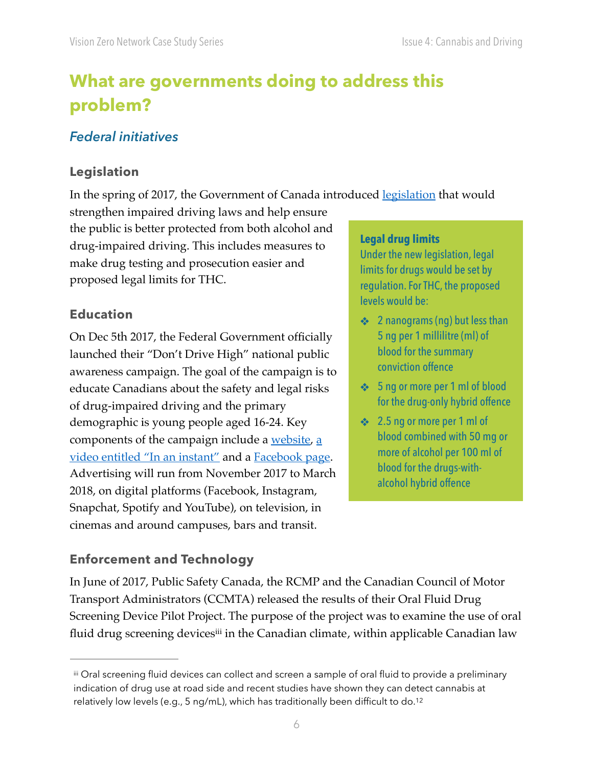# What are governments doing to address this problem?

## *Federal initiatives*

### Legislation

In the spring of 2017, the Government of Canada introduced legislation that would strengthen impaired driving laws and help ensure the public is better protected from both alcohol and drug-impaired driving. This includes measures to make drug testing and prosecution easier and proposed legal limits for THC.

> **Legal drug limits**
>
> Under the new legislation, legal limits for drugs would be set by regulation. For THC, the proposed levels would be:
>
> - 2 nanograms (ng) but less than 5 ng per 1 millilitre (ml) of blood for the summary conviction offence
> - 5 ng or more per 1 ml of blood for the drug-only hybrid offence
> - 2.5 ng or more per 1 ml of blood combined with 50 mg or more of alcohol per 100 ml of blood for the drugs-with-alcohol hybrid offence

### Education

On Dec 5th 2017, the Federal Government officially launched their "Don't Drive High" national public awareness campaign. The goal of the campaign is to educate Canadians about the safety and legal risks of drug-impaired driving and the primary demographic is young people aged 16-24. Key components of the campaign include a website, a video entitled "In an instant" and a Facebook page. Advertising will run from November 2017 to March 2018, on digital platforms (Facebook, Instagram, Snapchat, Spotify and YouTube), on television, in cinemas and around campuses, bars and transit.

### Enforcement and Technology

In June of 2017, Public Safety Canada, the RCMP and the Canadian Council of Motor Transport Administrators (CCMTA) released the results of their Oral Fluid Drug Screening Device Pilot Project. The purpose of the project was to examine the use of oral fluid drug screening devices[iii] in the Canadian climate, within applicable Canadian law

---

[iii] Oral screening fluid devices can collect and screen a sample of oral fluid to provide a preliminary indication of drug use at road side and recent studies have shown they can detect cannabis at relatively low levels (e.g., 5 ng/mL), which has traditionally been difficult to do.[12]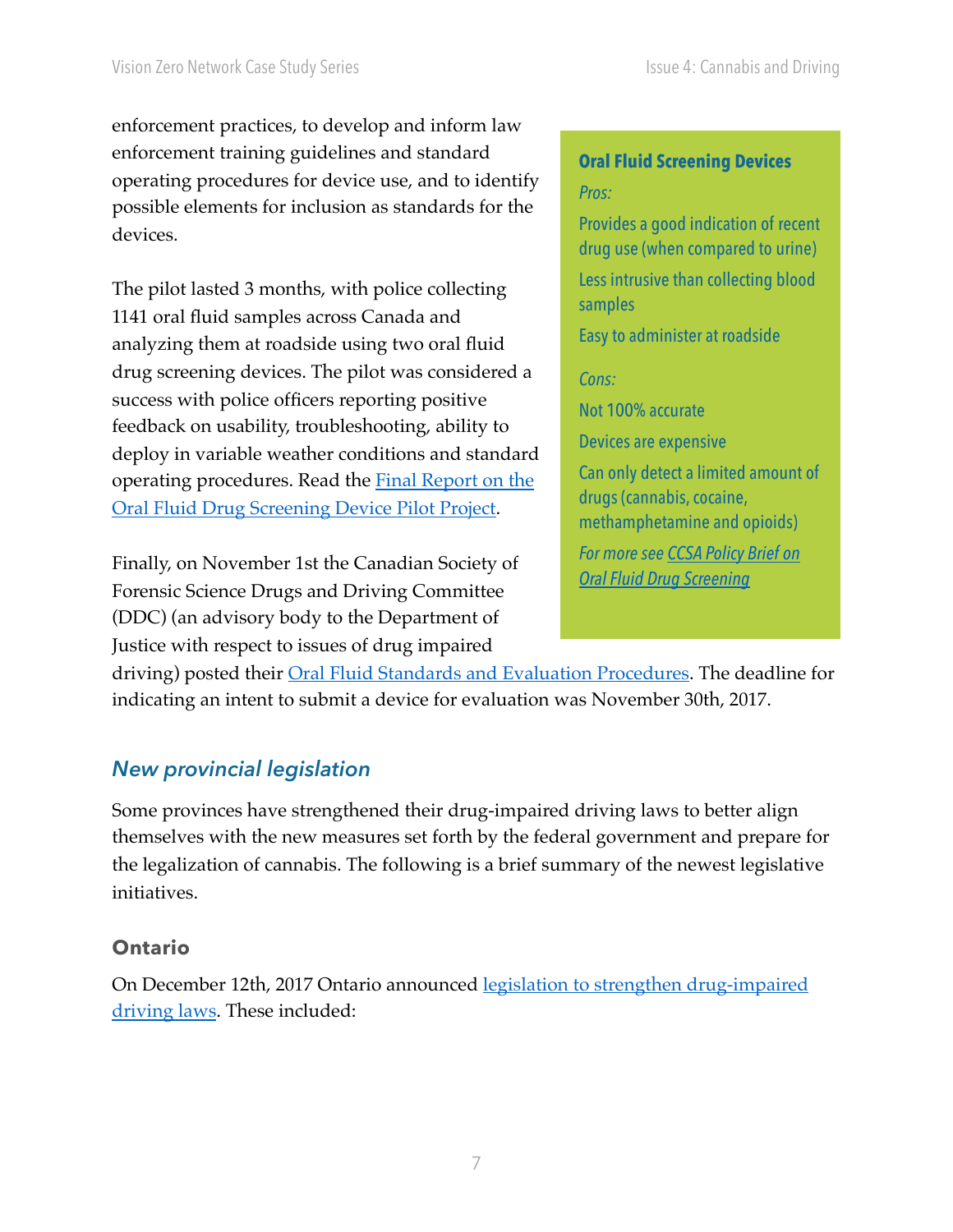enforcement practices, to develop and inform law enforcement training guidelines and standard operating procedures for device use, and to identify possible elements for inclusion as standards for the devices.

The pilot lasted 3 months, with police collecting 1141 oral fluid samples across Canada and analyzing them at roadside using two oral fluid drug screening devices. The pilot was considered a success with police officers reporting positive feedback on usability, troubleshooting, ability to deploy in variable weather conditions and standard operating procedures. Read the Final Report on the Oral Fluid Drug Screening Device Pilot Project.

Finally, on November 1st the Canadian Society of Forensic Science Drugs and Driving Committee (DDC) (an advisory body to the Department of Justice with respect to issues of drug impaired driving) posted their Oral Fluid Standards and Evaluation Procedures. The deadline for indicating an intent to submit a device for evaluation was November 30th, 2017.

**Oral Fluid Screening Devices**

*Pros:*

Provides a good indication of recent drug use (when compared to urine)

Less intrusive than collecting blood samples

Easy to administer at roadside

*Cons:*

Not 100% accurate

Devices are expensive

Can only detect a limited amount of drugs (cannabis, cocaine, methamphetamine and opioids)

*For more see CCSA Policy Brief on Oral Fluid Drug Screening*

## *New provincial legislation*

Some provinces have strengthened their drug-impaired driving laws to better align themselves with the new measures set forth by the federal government and prepare for the legalization of cannabis. The following is a brief summary of the newest legislative initiatives.

### Ontario

On December 12th, 2017 Ontario announced legislation to strengthen drug-impaired driving laws. These included: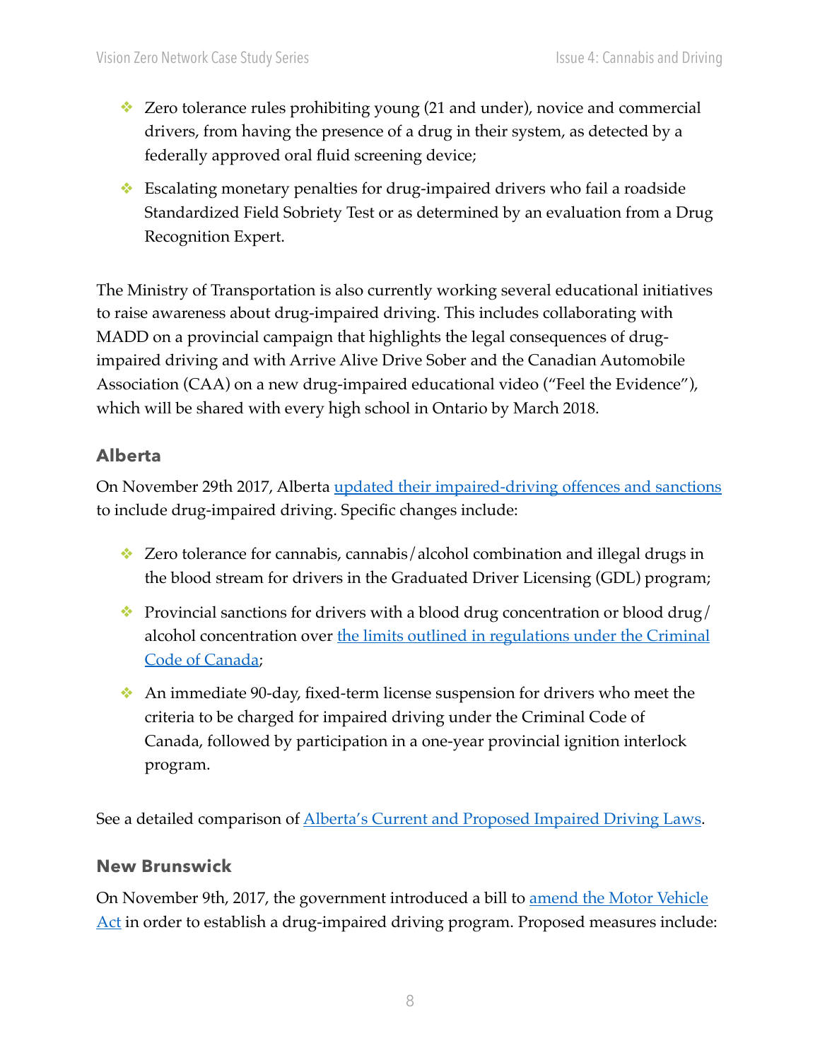- Zero tolerance rules prohibiting young (21 and under), novice and commercial drivers, from having the presence of a drug in their system, as detected by a federally approved oral fluid screening device;
- Escalating monetary penalties for drug-impaired drivers who fail a roadside Standardized Field Sobriety Test or as determined by an evaluation from a Drug Recognition Expert.

The Ministry of Transportation is also currently working several educational initiatives to raise awareness about drug-impaired driving. This includes collaborating with MADD on a provincial campaign that highlights the legal consequences of drug-impaired driving and with Arrive Alive Drive Sober and the Canadian Automobile Association (CAA) on a new drug-impaired educational video ("Feel the Evidence"), which will be shared with every high school in Ontario by March 2018.

### Alberta

On November 29th 2017, Alberta updated their impaired-driving offences and sanctions to include drug-impaired driving. Specific changes include:

- Zero tolerance for cannabis, cannabis/alcohol combination and illegal drugs in the blood stream for drivers in the Graduated Driver Licensing (GDL) program;
- Provincial sanctions for drivers with a blood drug concentration or blood drug/alcohol concentration over the limits outlined in regulations under the Criminal Code of Canada;
- An immediate 90-day, fixed-term license suspension for drivers who meet the criteria to be charged for impaired driving under the Criminal Code of Canada, followed by participation in a one-year provincial ignition interlock program.

See a detailed comparison of Alberta's Current and Proposed Impaired Driving Laws.

### New Brunswick

On November 9th, 2017, the government introduced a bill to amend the Motor Vehicle Act in order to establish a drug-impaired driving program. Proposed measures include: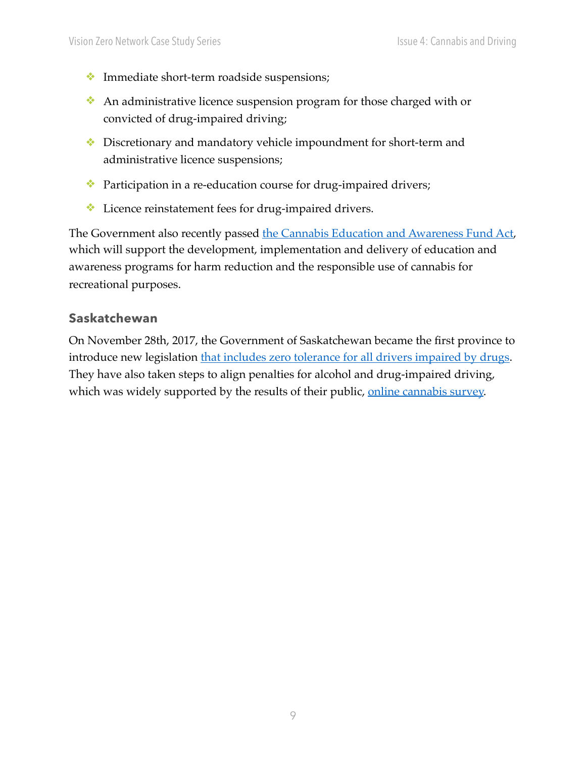- Immediate short-term roadside suspensions;
- An administrative licence suspension program for those charged with or convicted of drug-impaired driving;
- Discretionary and mandatory vehicle impoundment for short-term and administrative licence suspensions;
- Participation in a re-education course for drug-impaired drivers;
- Licence reinstatement fees for drug-impaired drivers.

The Government also recently passed the Cannabis Education and Awareness Fund Act, which will support the development, implementation and delivery of education and awareness programs for harm reduction and the responsible use of cannabis for recreational purposes.

### Saskatchewan

On November 28th, 2017, the Government of Saskatchewan became the first province to introduce new legislation that includes zero tolerance for all drivers impaired by drugs. They have also taken steps to align penalties for alcohol and drug-impaired driving, which was widely supported by the results of their public, online cannabis survey.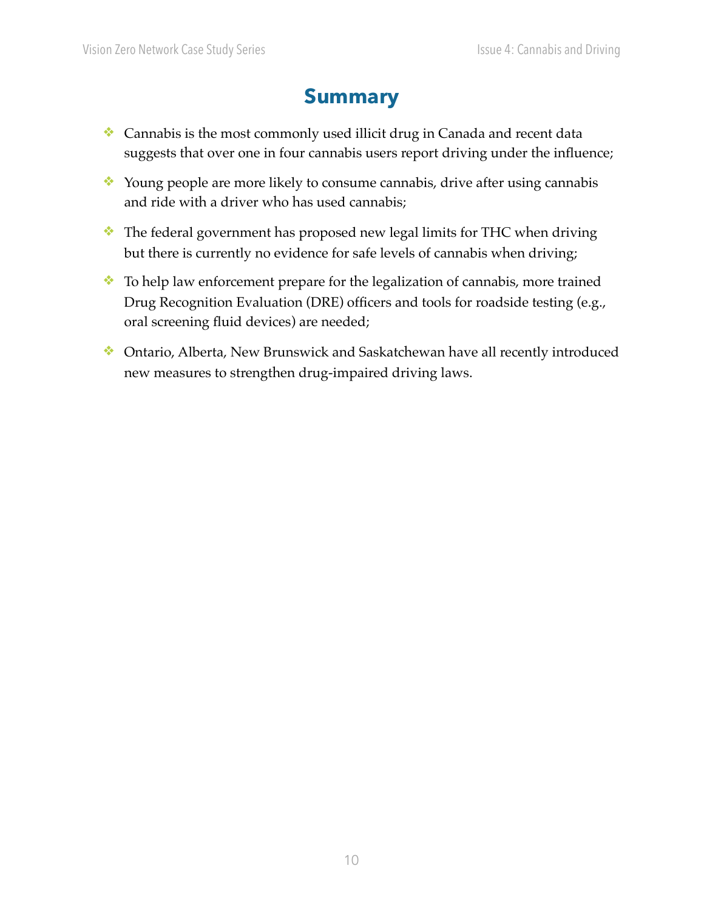# Summary

- Cannabis is the most commonly used illicit drug in Canada and recent data suggests that over one in four cannabis users report driving under the influence;
- Young people are more likely to consume cannabis, drive after using cannabis and ride with a driver who has used cannabis;
- The federal government has proposed new legal limits for THC when driving but there is currently no evidence for safe levels of cannabis when driving;
- To help law enforcement prepare for the legalization of cannabis, more trained Drug Recognition Evaluation (DRE) officers and tools for roadside testing (e.g., oral screening fluid devices) are needed;
- Ontario, Alberta, New Brunswick and Saskatchewan have all recently introduced new measures to strengthen drug-impaired driving laws.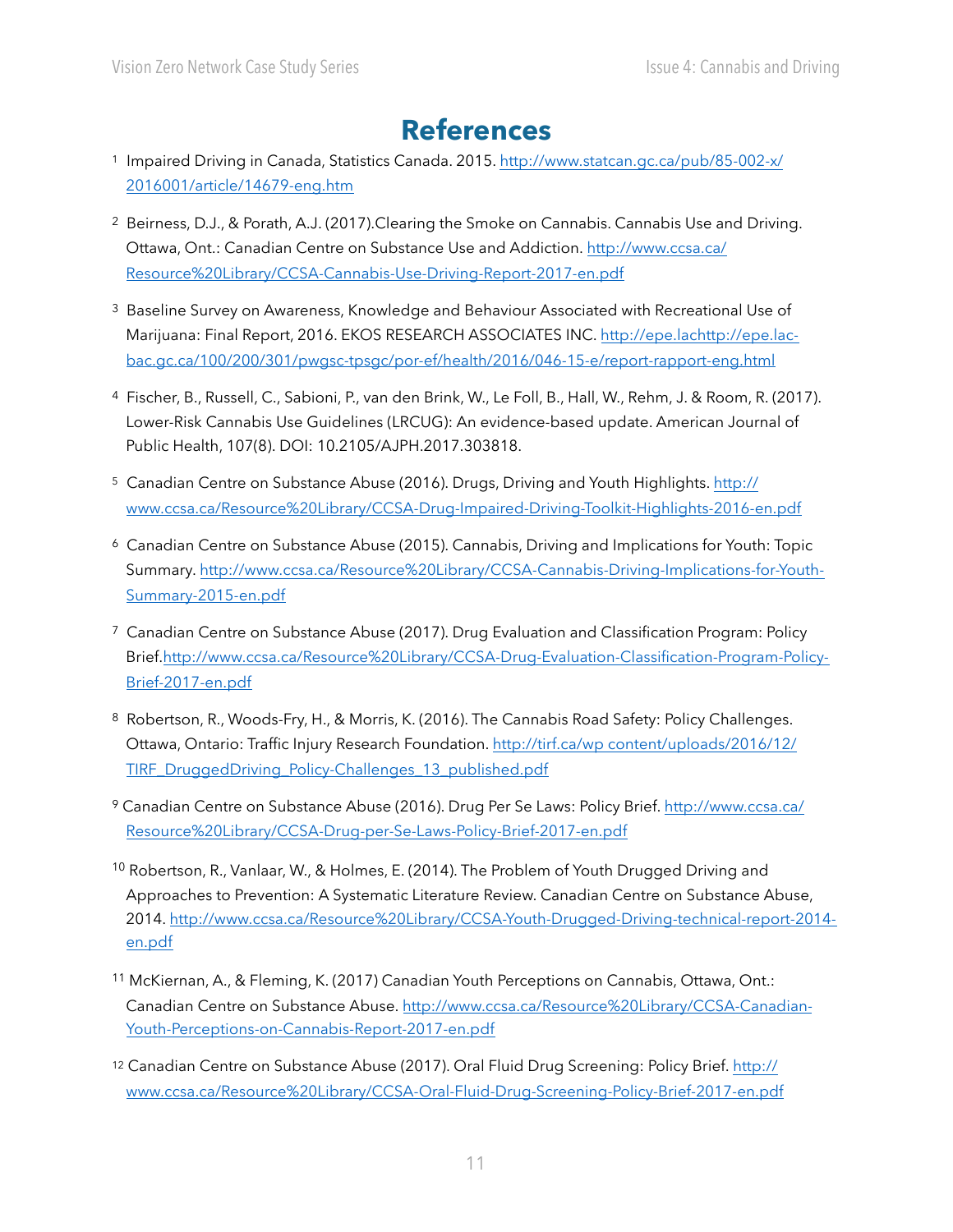# References

1. Impaired Driving in Canada, Statistics Canada. 2015. http://www.statcan.gc.ca/pub/85-002-x/2016001/article/14679-eng.htm

2. Beirness, D.J., & Porath, A.J. (2017).Clearing the Smoke on Cannabis. Cannabis Use and Driving. Ottawa, Ont.: Canadian Centre on Substance Use and Addiction. http://www.ccsa.ca/Resource%20Library/CCSA-Cannabis-Use-Driving-Report-2017-en.pdf

3. Baseline Survey on Awareness, Knowledge and Behaviour Associated with Recreational Use of Marijuana: Final Report, 2016. EKOS RESEARCH ASSOCIATES INC. http://epe.lachttp://epe.lac-bac.gc.ca/100/200/301/pwgsc-tpsgc/por-ef/health/2016/046-15-e/report-rapport-eng.html

4. Fischer, B., Russell, C., Sabioni, P., van den Brink, W., Le Foll, B., Hall, W., Rehm, J. & Room, R. (2017). Lower-Risk Cannabis Use Guidelines (LRCUG): An evidence-based update. American Journal of Public Health, 107(8). DOI: 10.2105/AJPH.2017.303818.

5. Canadian Centre on Substance Abuse (2016). Drugs, Driving and Youth Highlights. http://www.ccsa.ca/Resource%20Library/CCSA-Drug-Impaired-Driving-Toolkit-Highlights-2016-en.pdf

6. Canadian Centre on Substance Abuse (2015). Cannabis, Driving and Implications for Youth: Topic Summary. http://www.ccsa.ca/Resource%20Library/CCSA-Cannabis-Driving-Implications-for-Youth-Summary-2015-en.pdf

7. Canadian Centre on Substance Abuse (2017). Drug Evaluation and Classification Program: Policy Brief.http://www.ccsa.ca/Resource%20Library/CCSA-Drug-Evaluation-Classification-Program-Policy-Brief-2017-en.pdf

8. Robertson, R., Woods-Fry, H., & Morris, K. (2016). The Cannabis Road Safety: Policy Challenges. Ottawa, Ontario: Traffic Injury Research Foundation. http://tirf.ca/wp content/uploads/2016/12/TIRF_DruggedDriving_Policy-Challenges_13_published.pdf

9. Canadian Centre on Substance Abuse (2016). Drug Per Se Laws: Policy Brief. http://www.ccsa.ca/Resource%20Library/CCSA-Drug-per-Se-Laws-Policy-Brief-2017-en.pdf

10. Robertson, R., Vanlaar, W., & Holmes, E. (2014). The Problem of Youth Drugged Driving and Approaches to Prevention: A Systematic Literature Review. Canadian Centre on Substance Abuse, 2014. http://www.ccsa.ca/Resource%20Library/CCSA-Youth-Drugged-Driving-technical-report-2014-en.pdf

11. McKiernan, A., & Fleming, K. (2017) Canadian Youth Perceptions on Cannabis, Ottawa, Ont.: Canadian Centre on Substance Abuse. http://www.ccsa.ca/Resource%20Library/CCSA-Canadian-Youth-Perceptions-on-Cannabis-Report-2017-en.pdf

12. Canadian Centre on Substance Abuse (2017). Oral Fluid Drug Screening: Policy Brief. http://www.ccsa.ca/Resource%20Library/CCSA-Oral-Fluid-Drug-Screening-Policy-Brief-2017-en.pdf